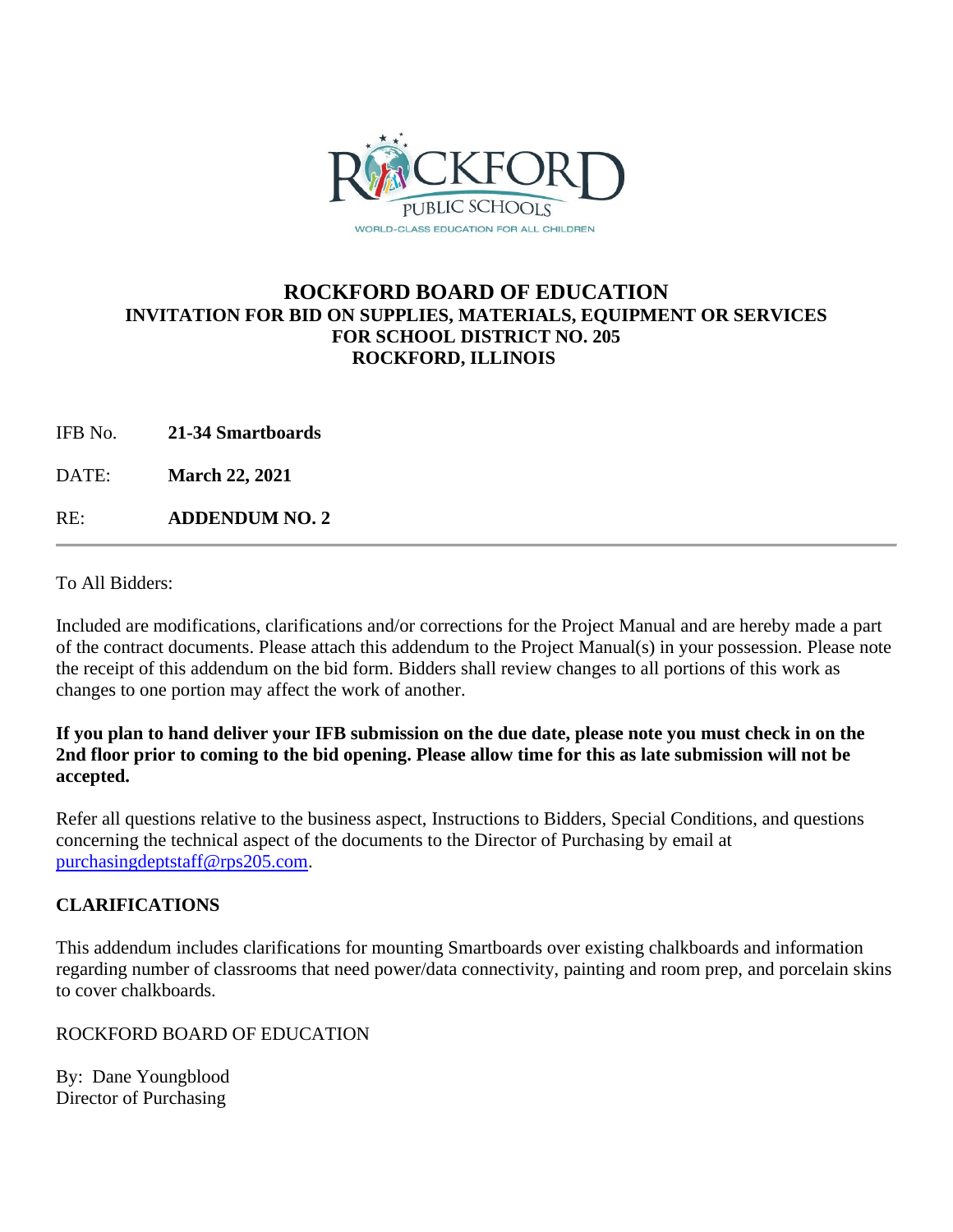# ROCKFORD BOARD OF EDUCATION

## INVITATION FOR BID ON SUPPLIES, MATERIALS, EQUIPMENT OR SERVICES FOR SCHOOL DISTRICT NO. 205 ROCKFORD, ILLINOIS

IFB No. **21-34 Smartboards**

DATE: **March 22, 2021**

RE: **ADDENDUM NO. 2**

---

To All Bidders:

Included are modifications, clarifications and/or corrections for the Project Manual and are hereby made a part of the contract documents. Please attach this addendum to the Project Manual(s) in your possession. Please note the receipt of this addendum on the bid form. Bidders shall review changes to all portions of this work as changes to one portion may affect the work of another.

**If you plan to hand deliver your IFB submission on the due date, please note you must check in on the 2nd floor prior to coming to the bid opening. Please allow time for this as late submission will not be accepted.**

Refer all questions relative to the business aspect, Instructions to Bidders, Special Conditions, and questions concerning the technical aspect of the documents to the Director of Purchasing by email at purchasingdeptstaff@rps205.com.

**CLARIFICATIONS**

This addendum includes clarifications for mounting Smartboards over existing chalkboards and information regarding number of classrooms that need power/data connectivity, painting and room prep, and porcelain skins to cover chalkboards.

ROCKFORD BOARD OF EDUCATION

By: Dane Youngblood
Director of Purchasing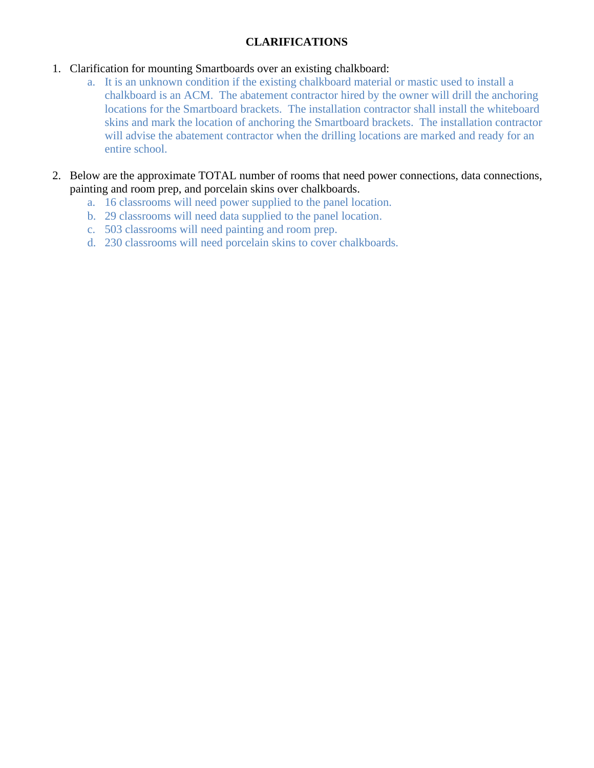# CLARIFICATIONS

1. Clarification for mounting Smartboards over an existing chalkboard:
    a. It is an unknown condition if the existing chalkboard material or mastic used to install a chalkboard is an ACM. The abatement contractor hired by the owner will drill the anchoring locations for the Smartboard brackets. The installation contractor shall install the whiteboard skins and mark the location of anchoring the Smartboard brackets. The installation contractor will advise the abatement contractor when the drilling locations are marked and ready for an entire school.

2. Below are the approximate TOTAL number of rooms that need power connections, data connections, painting and room prep, and porcelain skins over chalkboards.
    a. 16 classrooms will need power supplied to the panel location.
    b. 29 classrooms will need data supplied to the panel location.
    c. 503 classrooms will need painting and room prep.
    d. 230 classrooms will need porcelain skins to cover chalkboards.